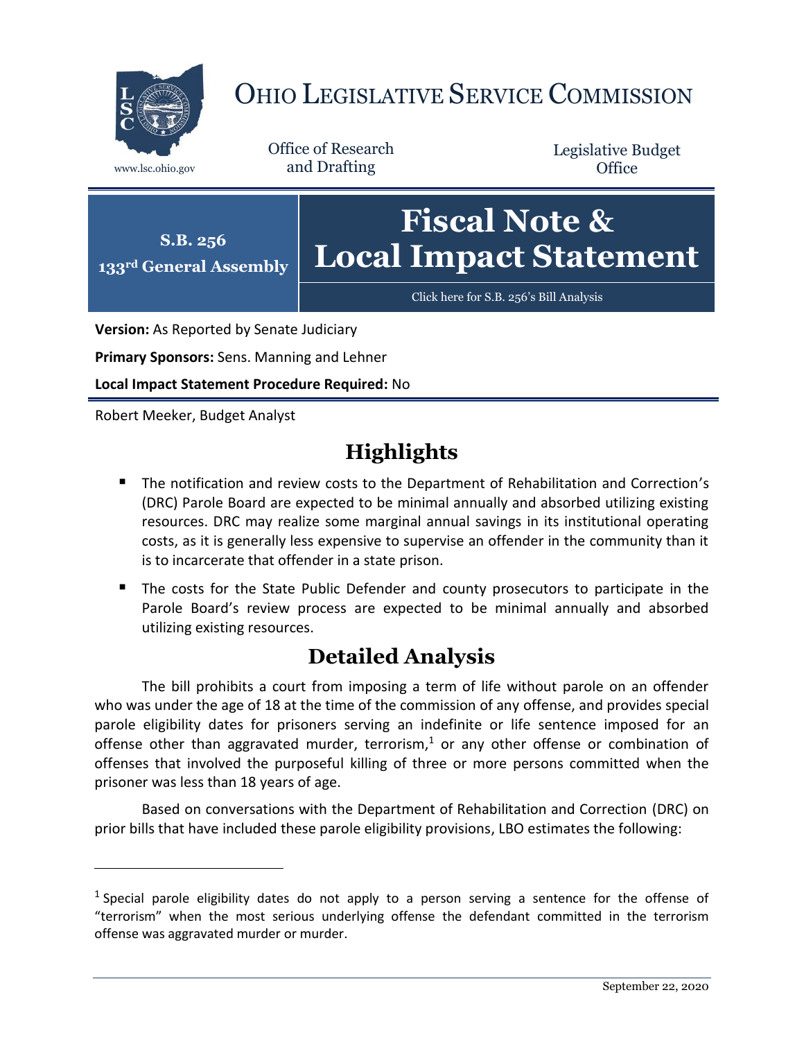# OHIO LEGISLATIVE SERVICE COMMISSION

www.lsc.ohio.gov

Office of Research and Drafting

Legislative Budget Office

**S.B. 256**
**133rd General Assembly**

# Fiscal Note & Local Impact Statement

Click here for S.B. 256's Bill Analysis

**Version:** As Reported by Senate Judiciary

**Primary Sponsors:** Sens. Manning and Lehner

**Local Impact Statement Procedure Required:** No

Robert Meeker, Budget Analyst

## Highlights

- The notification and review costs to the Department of Rehabilitation and Correction's (DRC) Parole Board are expected to be minimal annually and absorbed utilizing existing resources. DRC may realize some marginal annual savings in its institutional operating costs, as it is generally less expensive to supervise an offender in the community than it is to incarcerate that offender in a state prison.
- The costs for the State Public Defender and county prosecutors to participate in the Parole Board's review process are expected to be minimal annually and absorbed utilizing existing resources.

## Detailed Analysis

The bill prohibits a court from imposing a term of life without parole on an offender who was under the age of 18 at the time of the commission of any offense, and provides special parole eligibility dates for prisoners serving an indefinite or life sentence imposed for an offense other than aggravated murder, terrorism,[1] or any other offense or combination of offenses that involved the purposeful killing of three or more persons committed when the prisoner was less than 18 years of age.

Based on conversations with the Department of Rehabilitation and Correction (DRC) on prior bills that have included these parole eligibility provisions, LBO estimates the following:

[1] Special parole eligibility dates do not apply to a person serving a sentence for the offense of "terrorism" when the most serious underlying offense the defendant committed in the terrorism offense was aggravated murder or murder.

September 22, 2020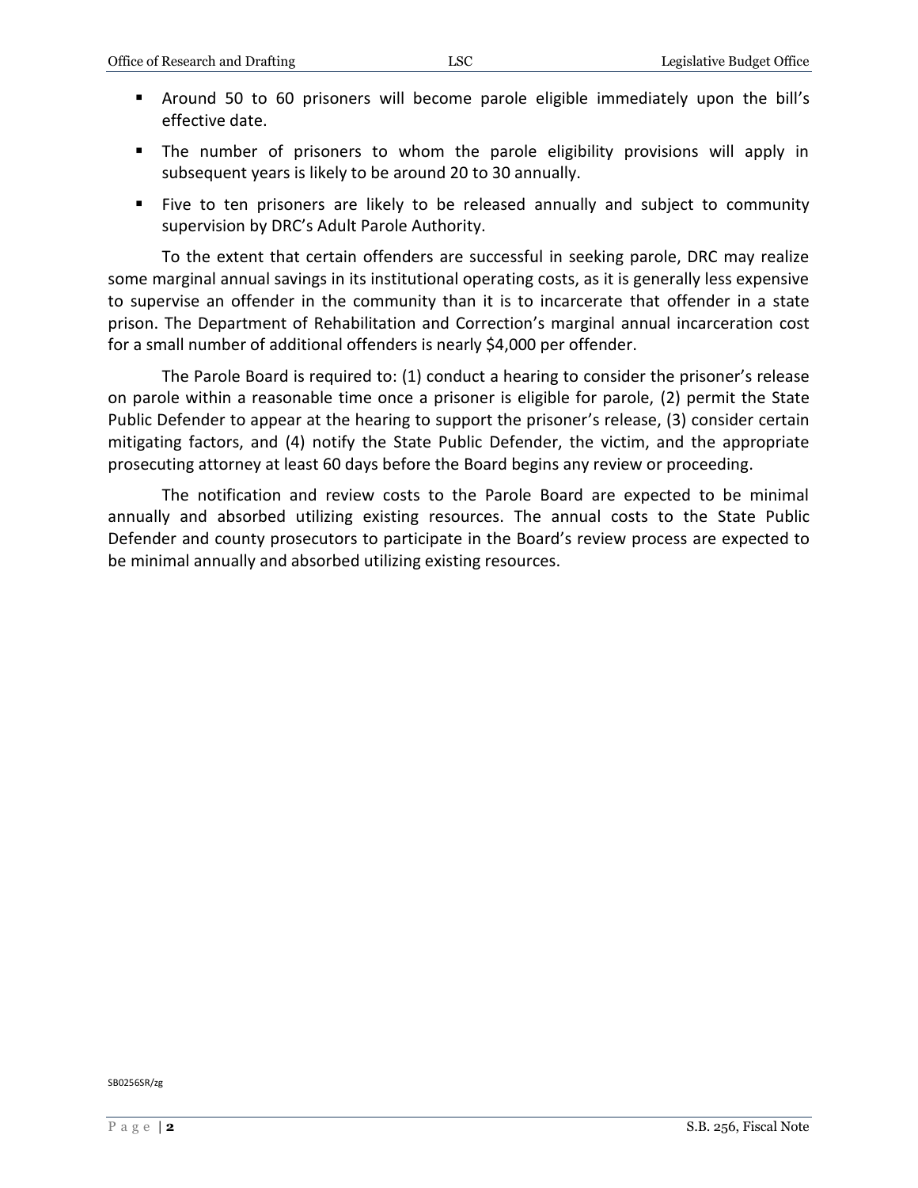- Around 50 to 60 prisoners will become parole eligible immediately upon the bill's effective date.
- The number of prisoners to whom the parole eligibility provisions will apply in subsequent years is likely to be around 20 to 30 annually.
- Five to ten prisoners are likely to be released annually and subject to community supervision by DRC's Adult Parole Authority.

To the extent that certain offenders are successful in seeking parole, DRC may realize some marginal annual savings in its institutional operating costs, as it is generally less expensive to supervise an offender in the community than it is to incarcerate that offender in a state prison. The Department of Rehabilitation and Correction's marginal annual incarceration cost for a small number of additional offenders is nearly $4,000 per offender.

The Parole Board is required to: (1) conduct a hearing to consider the prisoner's release on parole within a reasonable time once a prisoner is eligible for parole, (2) permit the State Public Defender to appear at the hearing to support the prisoner's release, (3) consider certain mitigating factors, and (4) notify the State Public Defender, the victim, and the appropriate prosecuting attorney at least 60 days before the Board begins any review or proceeding.

The notification and review costs to the Parole Board are expected to be minimal annually and absorbed utilizing existing resources. The annual costs to the State Public Defender and county prosecutors to participate in the Board's review process are expected to be minimal annually and absorbed utilizing existing resources.

SB0256SR/zg